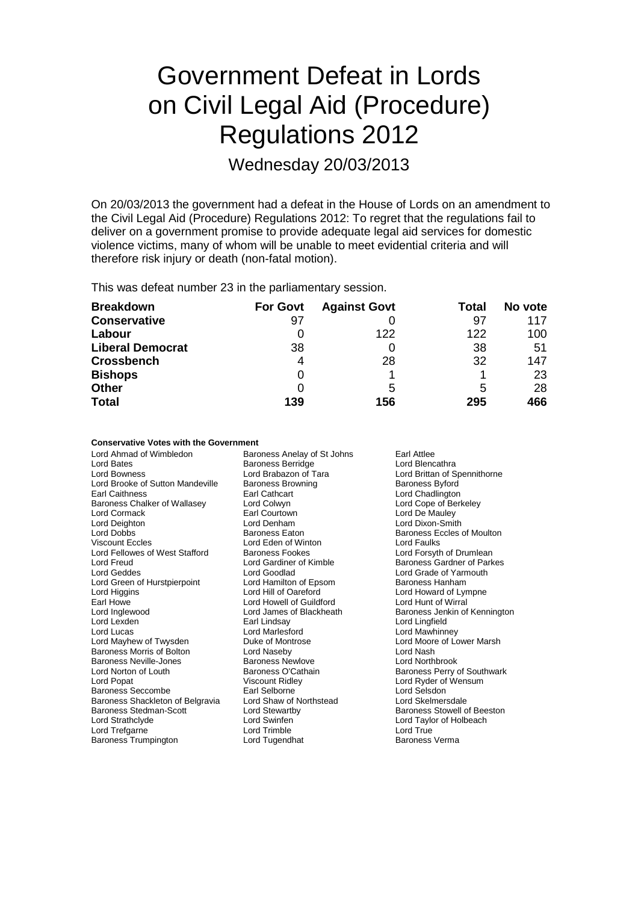# Government Defeat in Lords on Civil Legal Aid (Procedure) Regulations 2012

Wednesday 20/03/2013

On 20/03/2013 the government had a defeat in the House of Lords on an amendment to the Civil Legal Aid (Procedure) Regulations 2012: To regret that the regulations fail to deliver on a government promise to provide adequate legal aid services for domestic violence victims, many of whom will be unable to meet evidential criteria and will therefore risk injury or death (non-fatal motion).

This was defeat number 23 in the parliamentary session.

| **Breakdown** | **For Govt** | **Against Govt** | **Total** | **No vote** |
|---|---|---|---|---|
| **Conservative** | 97 | 0 | 97 | 117 |
| **Labour** | 0 | 122 | 122 | 100 |
| **Liberal Democrat** | 38 | 0 | 38 | 51 |
| **Crossbench** | 4 | 28 | 32 | 147 |
| **Bishops** | 0 | 1 | 1 | 23 |
| **Other** | 0 | 5 | 5 | 28 |
| **Total** | **139** | **156** | **295** | **466** |

**Conservative Votes with the Government**

Lord Ahmad of Wimbledon
Baroness Anelay of St Johns
Earl Attlee
Lord Bates
Baroness Berridge
Lord Blencathra
Lord Bowness
Lord Brabazon of Tara
Lord Brittan of Spennithorne
Lord Brooke of Sutton Mandeville
Baroness Browning
Baroness Byford
Earl Caithness
Earl Cathcart
Lord Chadlington
Baroness Chalker of Wallasey
Lord Colwyn
Lord Cope of Berkeley
Lord Cormack
Earl Courtown
Lord De Mauley
Lord Deighton
Lord Denham
Lord Dixon-Smith
Lord Dobbs
Baroness Eaton
Baroness Eccles of Moulton
Viscount Eccles
Lord Eden of Winton
Lord Faulks
Lord Fellowes of West Stafford
Baroness Fookes
Lord Forsyth of Drumlean
Lord Freud
Lord Gardiner of Kimble
Baroness Gardner of Parkes
Lord Geddes
Lord Goodlad
Lord Grade of Yarmouth
Lord Green of Hurstpierpoint
Lord Hamilton of Epsom
Baroness Hanham
Lord Higgins
Lord Hill of Oareford
Lord Howard of Lympne
Earl Howe
Lord Howell of Guildford
Lord Hunt of Wirral
Lord Inglewood
Lord James of Blackheath
Baroness Jenkin of Kennington
Lord Lexden
Earl Lindsay
Lord Lingfield
Lord Lucas
Lord Marlesford
Lord Mawhinney
Lord Mayhew of Twysden
Duke of Montrose
Lord Moore of Lower Marsh
Baroness Morris of Bolton
Lord Naseby
Lord Nash
Baroness Neville-Jones
Baroness Newlove
Lord Northbrook
Lord Norton of Louth
Baroness O'Cathain
Baroness Perry of Southwark
Lord Popat
Viscount Ridley
Lord Ryder of Wensum
Baroness Seccombe
Earl Selborne
Lord Selsdon
Baroness Shackleton of Belgravia
Lord Shaw of Northstead
Lord Skelmersdale
Baroness Stedman-Scott
Lord Stewartby
Baroness Stowell of Beeston
Lord Strathclyde
Lord Swinfen
Lord Taylor of Holbeach
Lord Trefgarne
Lord Trimble
Lord True
Baroness Trumpington
Lord Tugendhat
Baroness Verma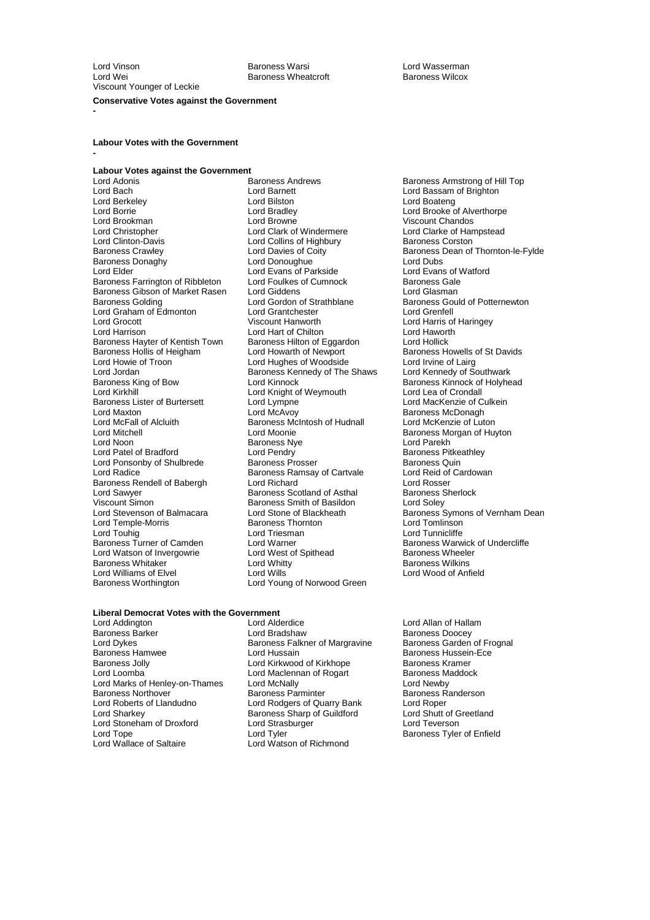Lord Vinson
Baroness Warsi
Lord Wasserman
Lord Wei
Baroness Wheatcroft
Baroness Wilcox
Viscount Younger of Leckie

**Conservative Votes against the Government**

-

**Labour Votes with the Government**

-

**Labour Votes against the Government**

Lord Adonis
Baroness Andrews
Baroness Armstrong of Hill Top
Lord Bach
Lord Barnett
Lord Bassam of Brighton
Lord Berkeley
Lord Bilston
Lord Boateng
Lord Borrie
Lord Bradley
Lord Brooke of Alverthorpe
Lord Brookman
Lord Browne
Viscount Chandos
Lord Christopher
Lord Clark of Windermere
Lord Clarke of Hampstead
Lord Clinton-Davis
Lord Collins of Highbury
Baroness Corston
Baroness Crawley
Lord Davies of Coity
Baroness Dean of Thornton-le-Fylde
Baroness Donaghy
Lord Donoughue
Lord Dubs
Lord Elder
Lord Evans of Parkside
Lord Evans of Watford
Baroness Farrington of Ribbleton
Lord Foulkes of Cumnock
Baroness Gale
Baroness Gibson of Market Rasen
Lord Giddens
Lord Glasman
Baroness Golding
Lord Gordon of Strathblane
Baroness Gould of Potternewton
Lord Graham of Edmonton
Lord Grantchester
Lord Grenfell
Lord Grocott
Viscount Hanworth
Lord Harris of Haringey
Lord Harrison
Lord Hart of Chilton
Lord Haworth
Baroness Hayter of Kentish Town
Baroness Hilton of Eggardon
Lord Hollick
Baroness Hollis of Heigham
Lord Howarth of Newport
Baroness Howells of St Davids
Lord Howie of Troon
Lord Hughes of Woodside
Lord Irvine of Lairg
Lord Jordan
Baroness Kennedy of The Shaws
Lord Kennedy of Southwark
Baroness King of Bow
Lord Kinnock
Baroness Kinnock of Holyhead
Lord Kirkhill
Lord Knight of Weymouth
Lord Lea of Crondall
Baroness Lister of Burtersett
Lord Lympne
Lord MacKenzie of Culkein
Lord Maxton
Lord McAvoy
Baroness McDonagh
Lord McFall of Alcluith
Baroness McIntosh of Hudnall
Lord McKenzie of Luton
Lord Mitchell
Lord Moonie
Baroness Morgan of Huyton
Lord Noon
Baroness Nye
Lord Parekh
Lord Patel of Bradford
Lord Pendry
Baroness Pitkeathley
Lord Ponsonby of Shulbrede
Baroness Prosser
Baroness Quin
Lord Radice
Baroness Ramsay of Cartvale
Lord Reid of Cardowan
Baroness Rendell of Babergh
Lord Richard
Lord Rosser
Lord Sawyer
Baroness Scotland of Asthal
Baroness Sherlock
Viscount Simon
Baroness Smith of Basildon
Lord Soley
Lord Stevenson of Balmacara
Lord Stone of Blackheath
Baroness Symons of Vernham Dean
Lord Temple-Morris
Baroness Thornton
Lord Tomlinson
Lord Touhig
Lord Triesman
Lord Tunnicliffe
Baroness Turner of Camden
Lord Warner
Baroness Warwick of Undercliffe
Lord Watson of Invergowrie
Lord West of Spithead
Baroness Wheeler
Baroness Whitaker
Lord Whitty
Baroness Wilkins
Lord Williams of Elvel
Lord Wills
Lord Wood of Anfield
Baroness Worthington
Lord Young of Norwood Green

**Liberal Democrat Votes with the Government**

Lord Addington
Lord Alderdice
Lord Allan of Hallam
Baroness Barker
Lord Bradshaw
Baroness Doocey
Lord Dykes
Baroness Falkner of Margravine
Baroness Garden of Frognal
Baroness Hamwee
Lord Hussain
Baroness Hussein-Ece
Baroness Jolly
Lord Kirkwood of Kirkhope
Baroness Kramer
Lord Loomba
Lord Maclennan of Rogart
Baroness Maddock
Lord Marks of Henley-on-Thames
Lord McNally
Lord Newby
Baroness Northover
Baroness Parminter
Baroness Randerson
Lord Roberts of Llandudno
Lord Rodgers of Quarry Bank
Lord Roper
Lord Sharkey
Baroness Sharp of Guildford
Lord Shutt of Greetland
Lord Stoneham of Droxford
Lord Strasburger
Lord Teverson
Lord Tope
Lord Tyler
Baroness Tyler of Enfield
Lord Wallace of Saltaire
Lord Watson of Richmond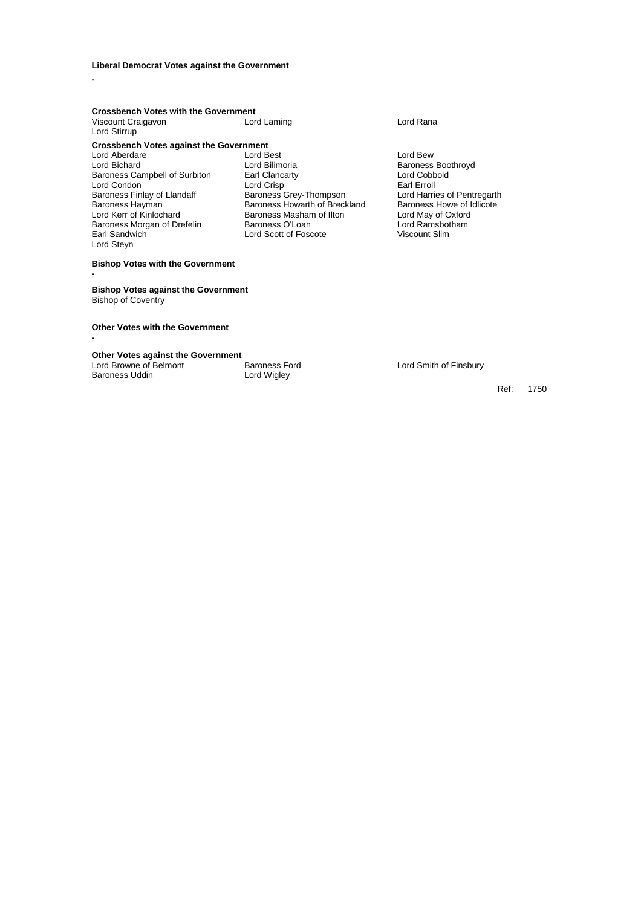**Liberal Democrat Votes against the Government**

-

**Crossbench Votes with the Government**

| | | |
|---|---|---|
| Viscount Craigavon | Lord Laming | Lord Rana |
| Lord Stirrup | | |

**Crossbench Votes against the Government**

| | | |
|---|---|---|
| Lord Aberdare | Lord Best | Lord Bew |
| Lord Bichard | Lord Bilimoria | Baroness Boothroyd |
| Baroness Campbell of Surbiton | Earl Clancarty | Lord Cobbold |
| Lord Condon | Lord Crisp | Earl Erroll |
| Baroness Finlay of Llandaff | Baroness Grey-Thompson | Lord Harries of Pentregarth |
| Baroness Hayman | Baroness Howarth of Breckland | Baroness Howe of Idlicote |
| Lord Kerr of Kinlochard | Baroness Masham of Ilton | Lord May of Oxford |
| Baroness Morgan of Drefelin | Baroness O'Loan | Lord Ramsbotham |
| Earl Sandwich | Lord Scott of Foscote | Viscount Slim |
| Lord Steyn | | |

**Bishop Votes with the Government**

-

**Bishop Votes against the Government**

Bishop of Coventry

**Other Votes with the Government**

-

**Other Votes against the Government**

| | | |
|---|---|---|
| Lord Browne of Belmont | Baroness Ford | Lord Smith of Finsbury |
| Baroness Uddin | Lord Wigley | |

Ref: 1750